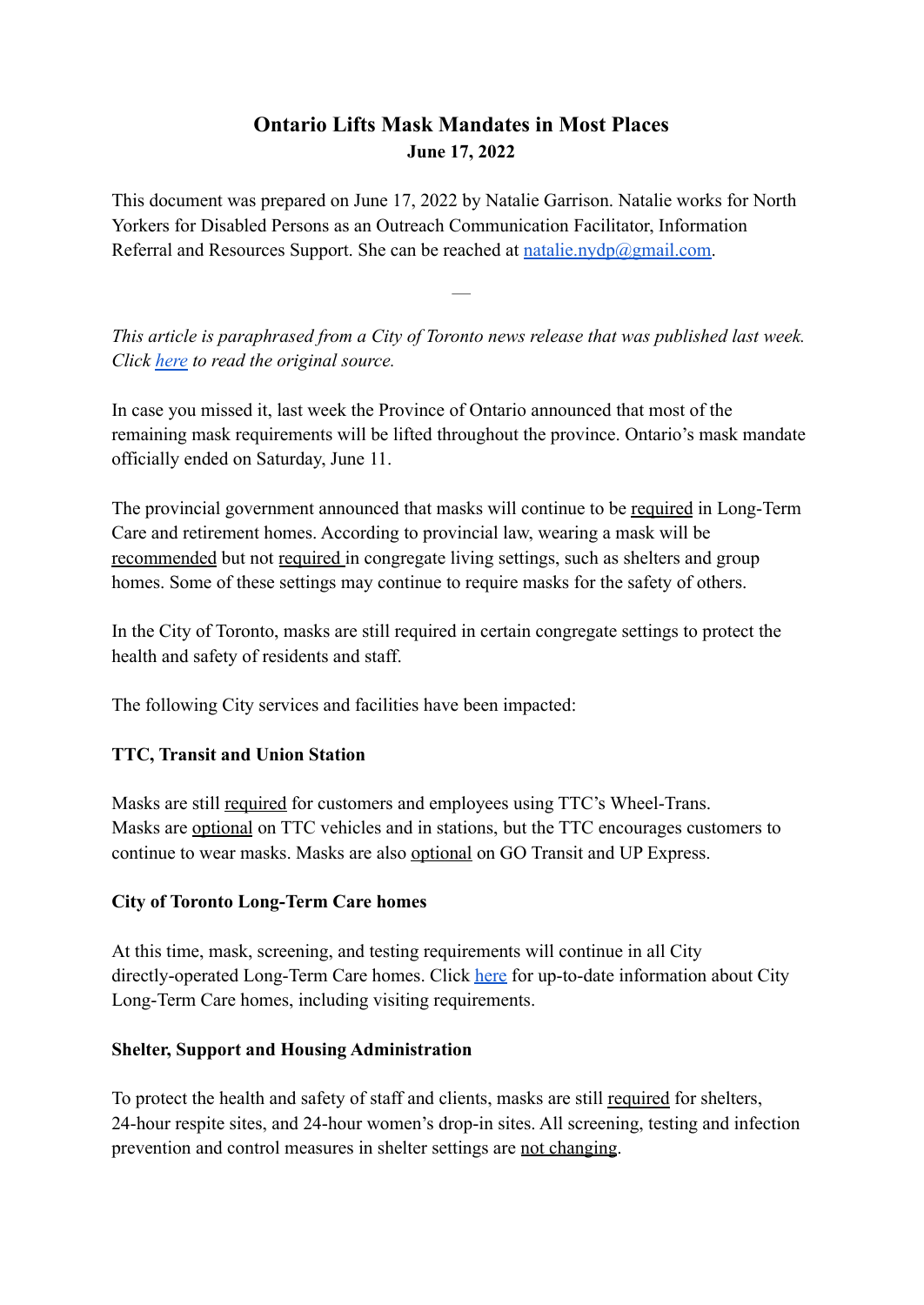# Ontario Lifts Mask Mandates in Most Places

**June 17, 2022**

This document was prepared on June 17, 2022 by Natalie Garrison. Natalie works for North Yorkers for Disabled Persons as an Outreach Communication Facilitator, Information Referral and Resources Support. She can be reached at [natalie.nydp@gmail.com](mailto:natalie.nydp@gmail.com).

---

*This article is paraphrased from a City of Toronto news release that was published last week. Click [here]() to read the original source.*

In case you missed it, last week the Province of Ontario announced that most of the remaining mask requirements will be lifted throughout the province. Ontario's mask mandate officially ended on Saturday, June 11.

The provincial government announced that masks will continue to be <u>required</u> in Long-Term Care and retirement homes. According to provincial law, wearing a mask will be <u>recommended</u> but not <u>required</u> in congregate living settings, such as shelters and group homes. Some of these settings may continue to require masks for the safety of others.

In the City of Toronto, masks are still required in certain congregate settings to protect the health and safety of residents and staff.

The following City services and facilities have been impacted:

**TTC, Transit and Union Station**

Masks are still <u>required</u> for customers and employees using TTC's Wheel-Trans. Masks are <u>optional</u> on TTC vehicles and in stations, but the TTC encourages customers to continue to wear masks. Masks are also <u>optional</u> on GO Transit and UP Express.

**City of Toronto Long-Term Care homes**

At this time, mask, screening, and testing requirements will continue in all City directly-operated Long-Term Care homes. Click [here]() for up-to-date information about City Long-Term Care homes, including visiting requirements.

**Shelter, Support and Housing Administration**

To protect the health and safety of staff and clients, masks are still <u>required</u> for shelters, 24-hour respite sites, and 24-hour women's drop-in sites. All screening, testing and infection prevention and control measures in shelter settings are <u>not changing</u>.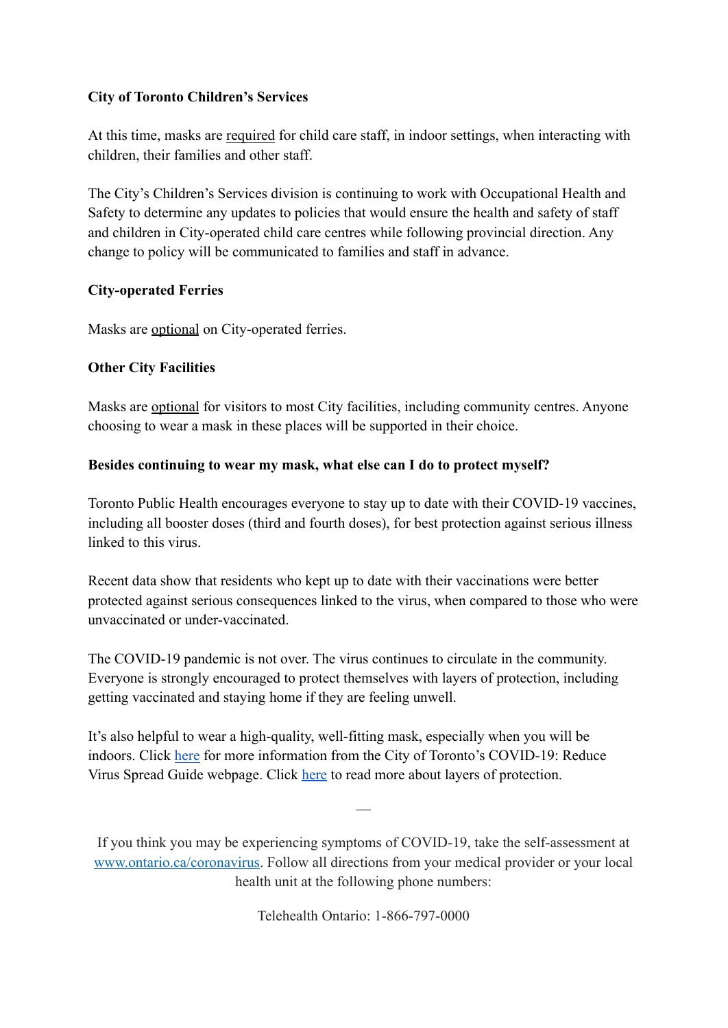**City of Toronto Children's Services**

At this time, masks are required for child care staff, in indoor settings, when interacting with children, their families and other staff.

The City's Children's Services division is continuing to work with Occupational Health and Safety to determine any updates to policies that would ensure the health and safety of staff and children in City-operated child care centres while following provincial direction. Any change to policy will be communicated to families and staff in advance.

**City-operated Ferries**

Masks are optional on City-operated ferries.

**Other City Facilities**

Masks are optional for visitors to most City facilities, including community centres. Anyone choosing to wear a mask in these places will be supported in their choice.

**Besides continuing to wear my mask, what else can I do to protect myself?**

Toronto Public Health encourages everyone to stay up to date with their COVID-19 vaccines, including all booster doses (third and fourth doses), for best protection against serious illness linked to this virus.

Recent data show that residents who kept up to date with their vaccinations were better protected against serious consequences linked to the virus, when compared to those who were unvaccinated or under-vaccinated.

The COVID-19 pandemic is not over. The virus continues to circulate in the community. Everyone is strongly encouraged to protect themselves with layers of protection, including getting vaccinated and staying home if they are feeling unwell.

It's also helpful to wear a high-quality, well-fitting mask, especially when you will be indoors. Click here for more information from the City of Toronto's COVID-19: Reduce Virus Spread Guide webpage. Click here to read more about layers of protection.

—

If you think you may be experiencing symptoms of COVID-19, take the self-assessment at www.ontario.ca/coronavirus. Follow all directions from your medical provider or your local health unit at the following phone numbers:

Telehealth Ontario: 1-866-797-0000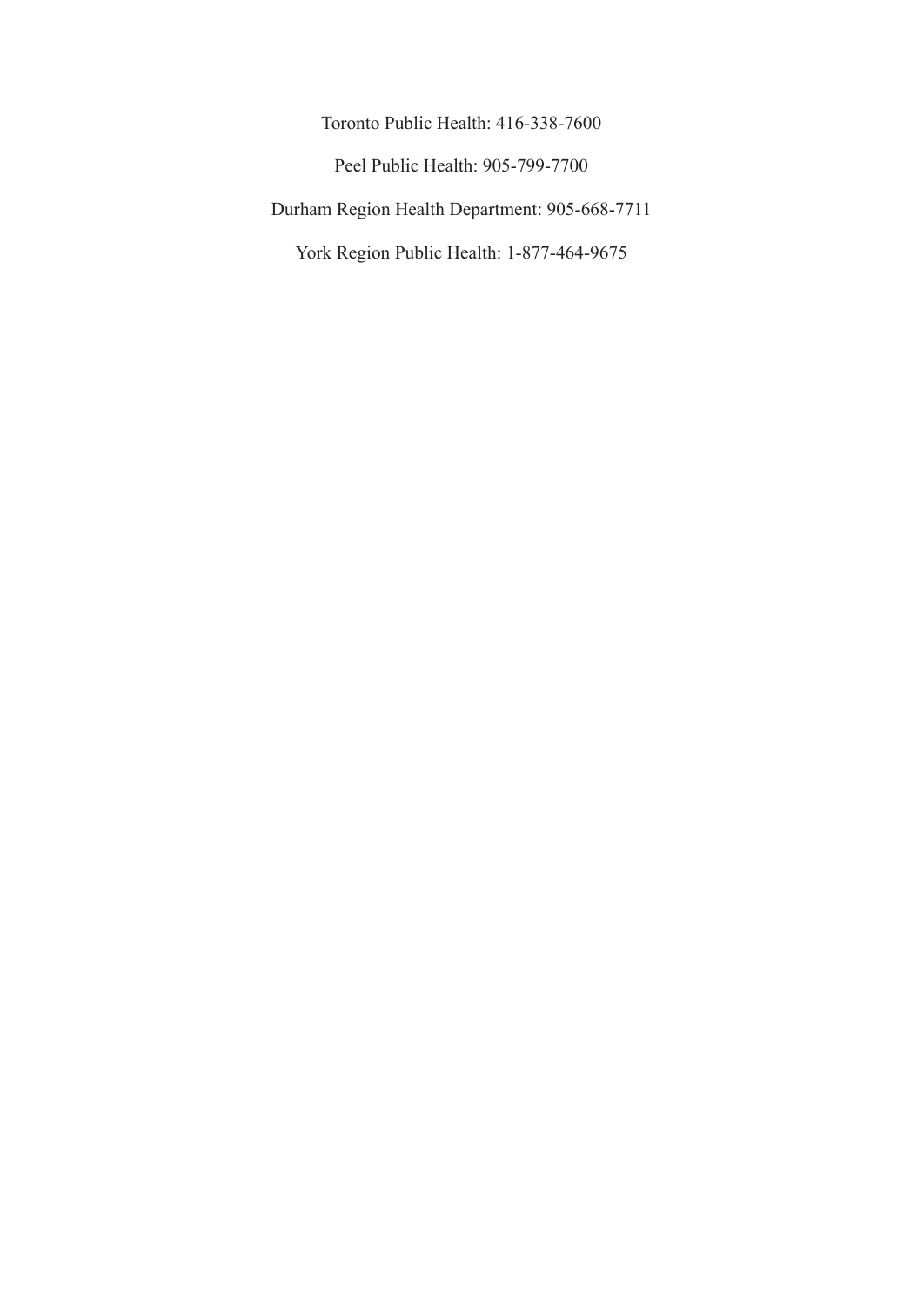Toronto Public Health: 416-338-7600

Peel Public Health: 905-799-7700

Durham Region Health Department: 905-668-7711

York Region Public Health: 1-877-464-9675